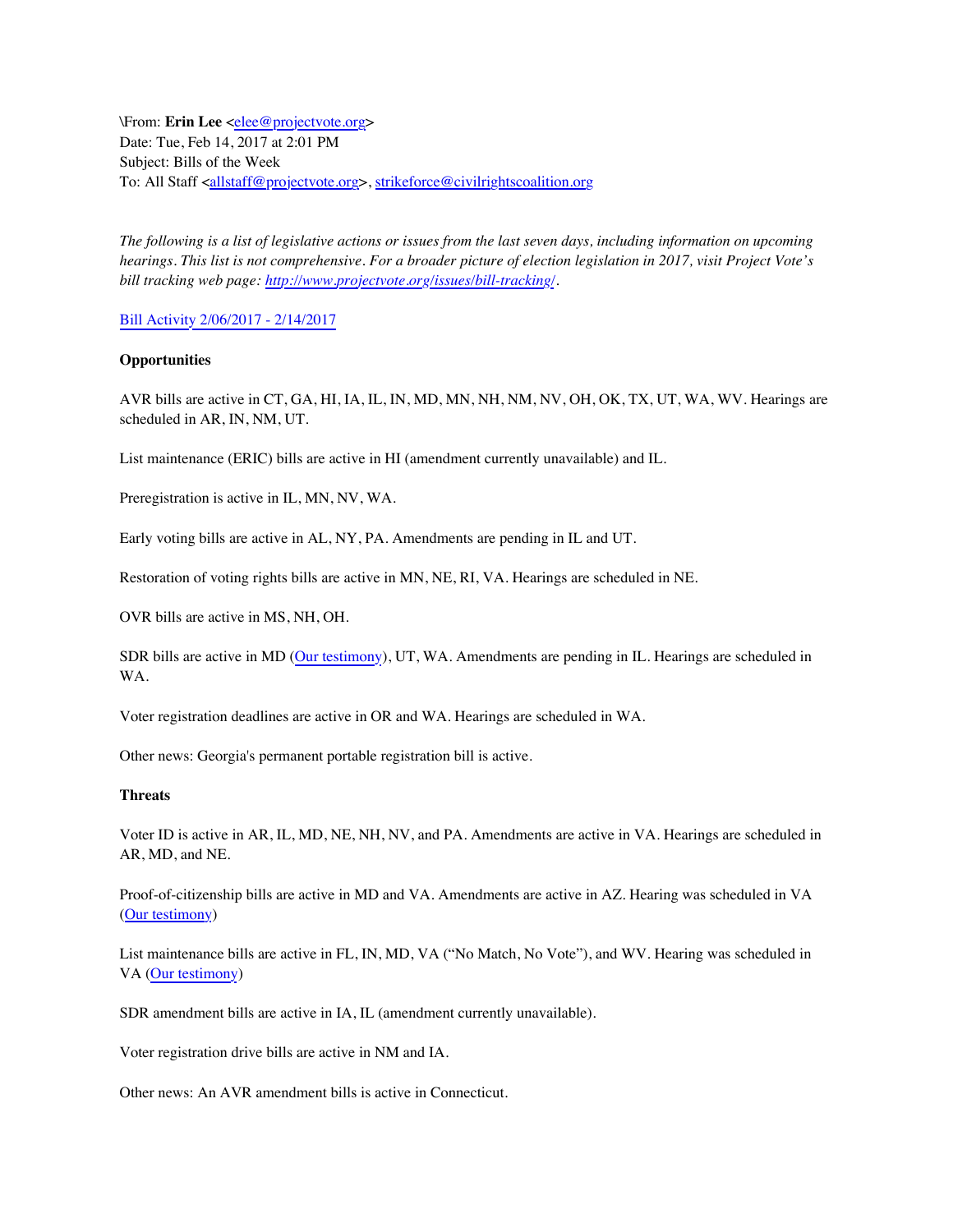\From: **Erin Lee** <elee@projectvote.org>
Date: Tue, Feb 14, 2017 at 2:01 PM
Subject: Bills of the Week
To: All Staff <allstaff@projectvote.org>, strikeforce@civilrightscoalition.org

*The following is a list of legislative actions or issues from the last seven days, including information on upcoming hearings. This list is not comprehensive. For a broader picture of election legislation in 2017, visit Project Vote's bill tracking web page: http://www.projectvote.org/issues/bill-tracking/.*

Bill Activity 2/06/2017 - 2/14/2017

**Opportunities**

AVR bills are active in CT, GA, HI, IA, IL, IN, MD, MN, NH, NM, NV, OH, OK, TX, UT, WA, WV. Hearings are scheduled in AR, IN, NM, UT.

List maintenance (ERIC) bills are active in HI (amendment currently unavailable) and IL.

Preregistration is active in IL, MN, NV, WA.

Early voting bills are active in AL, NY, PA. Amendments are pending in IL and UT.

Restoration of voting rights bills are active in MN, NE, RI, VA. Hearings are scheduled in NE.

OVR bills are active in MS, NH, OH.

SDR bills are active in MD (Our testimony), UT, WA. Amendments are pending in IL. Hearings are scheduled in WA.

Voter registration deadlines are active in OR and WA. Hearings are scheduled in WA.

Other news: Georgia's permanent portable registration bill is active.

**Threats**

Voter ID is active in AR, IL, MD, NE, NH, NV, and PA. Amendments are active in VA. Hearings are scheduled in AR, MD, and NE.

Proof-of-citizenship bills are active in MD and VA. Amendments are active in AZ. Hearing was scheduled in VA (Our testimony)

List maintenance bills are active in FL, IN, MD, VA ("No Match, No Vote"), and WV. Hearing was scheduled in VA (Our testimony)

SDR amendment bills are active in IA, IL (amendment currently unavailable).

Voter registration drive bills are active in NM and IA.

Other news: An AVR amendment bills is active in Connecticut.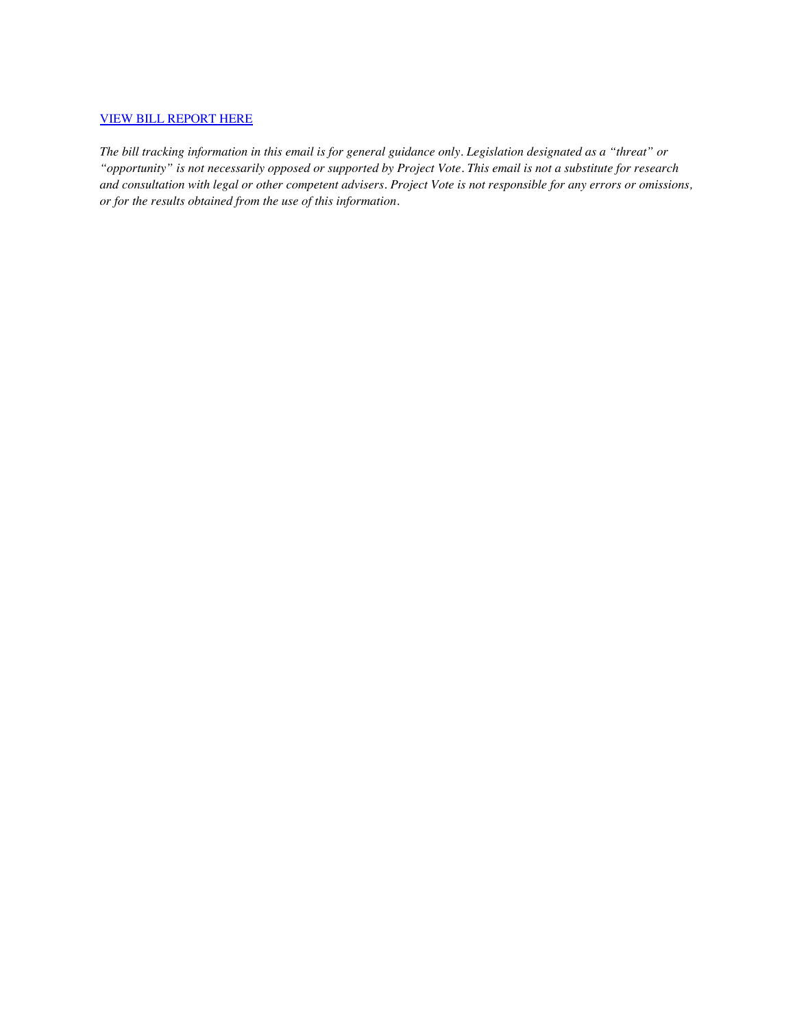[VIEW BILL REPORT HERE]

*The bill tracking information in this email is for general guidance only. Legislation designated as a "threat" or "opportunity" is not necessarily opposed or supported by Project Vote. This email is not a substitute for research and consultation with legal or other competent advisers. Project Vote is not responsible for any errors or omissions, or for the results obtained from the use of this information.*